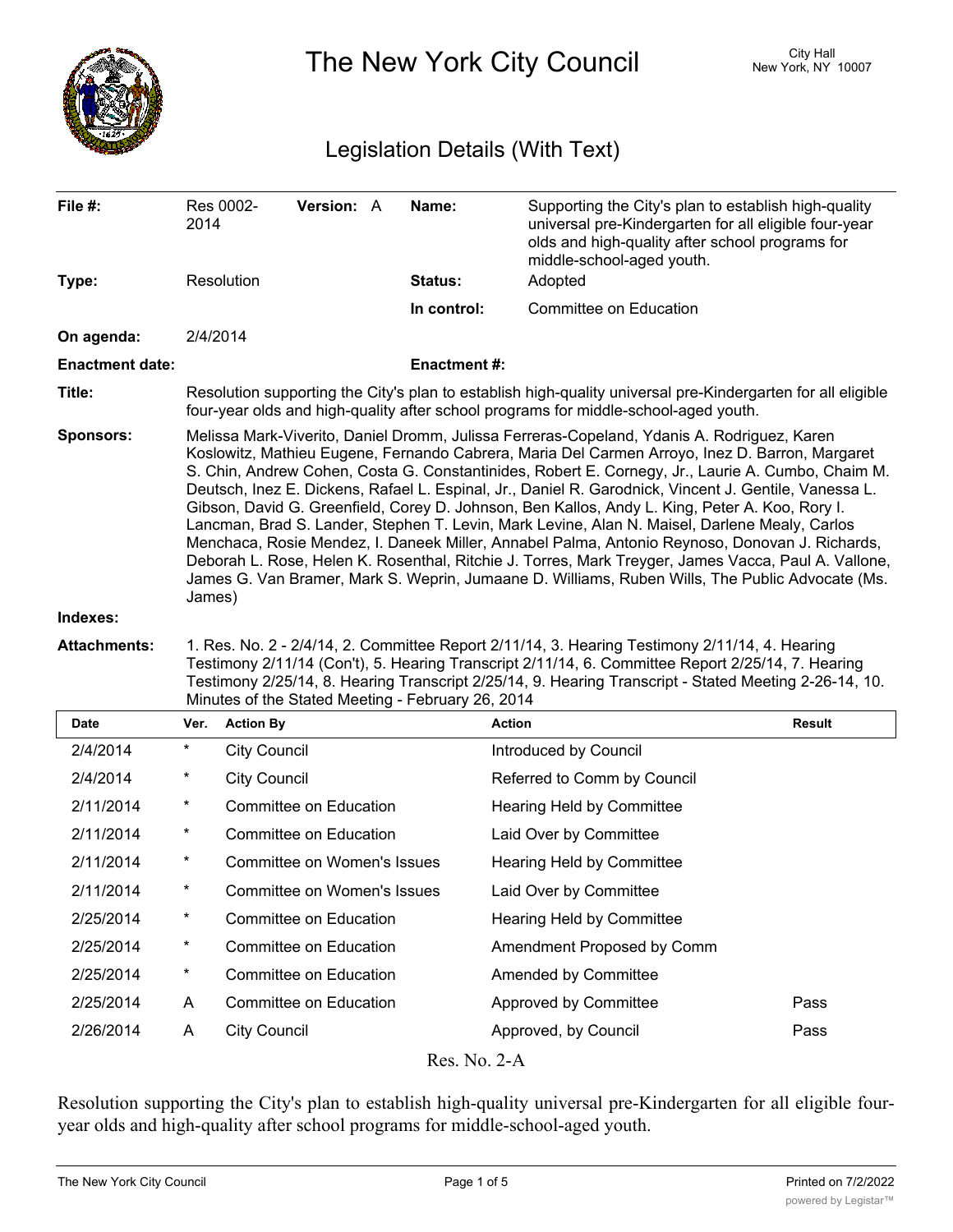# The New York City Council

City Hall
New York, NY 10007

## Legislation Details (With Text)

| | | | |
|---|---|---|---|
| **File #:** | Res 0002-2014 **Version:** A | **Name:** | Supporting the City's plan to establish high-quality universal pre-Kindergarten for all eligible four-year olds and high-quality after school programs for middle-school-aged youth. |
| **Type:** | Resolution | **Status:** | Adopted |
| | | **In control:** | Committee on Education |
| **On agenda:** | 2/4/2014 | | |
| **Enactment date:** | | **Enactment #:** | |

**Title:** Resolution supporting the City's plan to establish high-quality universal pre-Kindergarten for all eligible four-year olds and high-quality after school programs for middle-school-aged youth.

**Sponsors:** Melissa Mark-Viverito, Daniel Dromm, Julissa Ferreras-Copeland, Ydanis A. Rodriguez, Karen Koslowitz, Mathieu Eugene, Fernando Cabrera, Maria Del Carmen Arroyo, Inez D. Barron, Margaret S. Chin, Andrew Cohen, Costa G. Constantinides, Robert E. Cornegy, Jr., Laurie A. Cumbo, Chaim M. Deutsch, Inez E. Dickens, Rafael L. Espinal, Jr., Daniel R. Garodnick, Vincent J. Gentile, Vanessa L. Gibson, David G. Greenfield, Corey D. Johnson, Ben Kallos, Andy L. King, Peter A. Koo, Rory I. Lancman, Brad S. Lander, Stephen T. Levin, Mark Levine, Alan N. Maisel, Darlene Mealy, Carlos Menchaca, Rosie Mendez, I. Daneek Miller, Annabel Palma, Antonio Reynoso, Donovan J. Richards, Deborah L. Rose, Helen K. Rosenthal, Ritchie J. Torres, Mark Treyger, James Vacca, Paul A. Vallone, James G. Van Bramer, Mark S. Weprin, Jumaane D. Williams, Ruben Wills, The Public Advocate (Ms. James)

**Indexes:**

**Attachments:** 1. Res. No. 2 - 2/4/14, 2. Committee Report 2/11/14, 3. Hearing Testimony 2/11/14, 4. Hearing Testimony 2/11/14 (Con't), 5. Hearing Transcript 2/11/14, 6. Committee Report 2/25/14, 7. Hearing Testimony 2/25/14, 8. Hearing Transcript 2/25/14, 9. Hearing Transcript - Stated Meeting 2-26-14, 10. Minutes of the Stated Meeting - February 26, 2014

| Date | Ver. | Action By | Action | Result |
|---|---|---|---|---|
| 2/4/2014 | * | City Council | Introduced by Council | |
| 2/4/2014 | * | City Council | Referred to Comm by Council | |
| 2/11/2014 | * | Committee on Education | Hearing Held by Committee | |
| 2/11/2014 | * | Committee on Education | Laid Over by Committee | |
| 2/11/2014 | * | Committee on Women's Issues | Hearing Held by Committee | |
| 2/11/2014 | * | Committee on Women's Issues | Laid Over by Committee | |
| 2/25/2014 | * | Committee on Education | Hearing Held by Committee | |
| 2/25/2014 | * | Committee on Education | Amendment Proposed by Comm | |
| 2/25/2014 | * | Committee on Education | Amended by Committee | |
| 2/25/2014 | A | Committee on Education | Approved by Committee | Pass |
| 2/26/2014 | A | City Council | Approved, by Council | Pass |

Res. No. 2-A

Resolution supporting the City's plan to establish high-quality universal pre-Kindergarten for all eligible four-year olds and high-quality after school programs for middle-school-aged youth.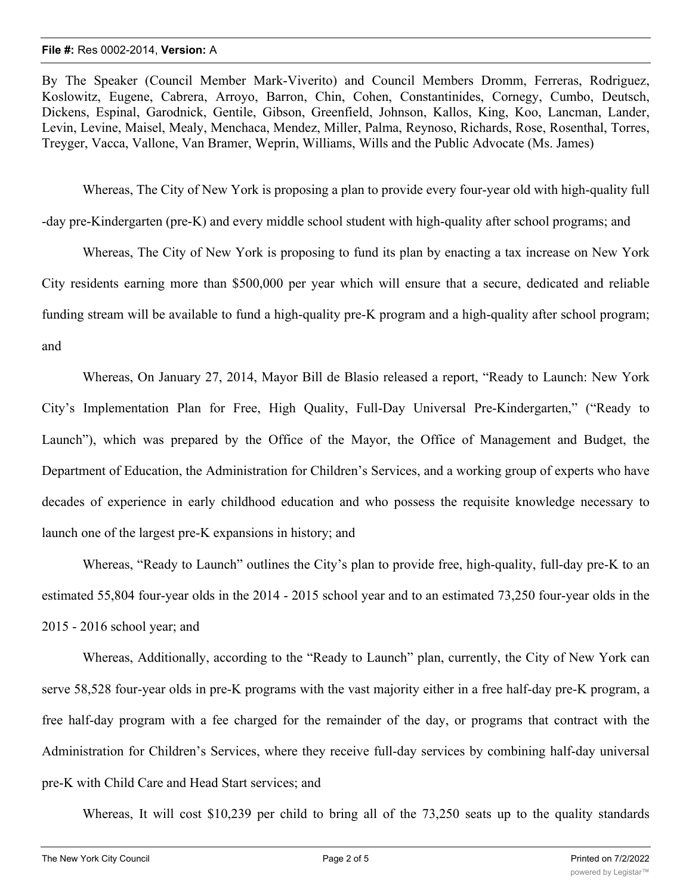By The Speaker (Council Member Mark-Viverito) and Council Members Dromm, Ferreras, Rodriguez, Koslowitz, Eugene, Cabrera, Arroyo, Barron, Chin, Cohen, Constantinides, Cornegy, Cumbo, Deutsch, Dickens, Espinal, Garodnick, Gentile, Gibson, Greenfield, Johnson, Kallos, King, Koo, Lancman, Lander, Levin, Levine, Maisel, Mealy, Menchaca, Mendez, Miller, Palma, Reynoso, Richards, Rose, Rosenthal, Torres, Treyger, Vacca, Vallone, Van Bramer, Weprin, Williams, Wills and the Public Advocate (Ms. James)

Whereas, The City of New York is proposing a plan to provide every four-year old with high-quality full-day pre-Kindergarten (pre-K) and every middle school student with high-quality after school programs; and

Whereas, The City of New York is proposing to fund its plan by enacting a tax increase on New York City residents earning more than $500,000 per year which will ensure that a secure, dedicated and reliable funding stream will be available to fund a high-quality pre-K program and a high-quality after school program; and

Whereas, On January 27, 2014, Mayor Bill de Blasio released a report, "Ready to Launch: New York City's Implementation Plan for Free, High Quality, Full-Day Universal Pre-Kindergarten," ("Ready to Launch"), which was prepared by the Office of the Mayor, the Office of Management and Budget, the Department of Education, the Administration for Children's Services, and a working group of experts who have decades of experience in early childhood education and who possess the requisite knowledge necessary to launch one of the largest pre-K expansions in history; and

Whereas, "Ready to Launch" outlines the City's plan to provide free, high-quality, full-day pre-K to an estimated 55,804 four-year olds in the 2014 - 2015 school year and to an estimated 73,250 four-year olds in the 2015 - 2016 school year; and

Whereas, Additionally, according to the "Ready to Launch" plan, currently, the City of New York can serve 58,528 four-year olds in pre-K programs with the vast majority either in a free half-day pre-K program, a free half-day program with a fee charged for the remainder of the day, or programs that contract with the Administration for Children's Services, where they receive full-day services by combining half-day universal pre-K with Child Care and Head Start services; and

Whereas, It will cost $10,239 per child to bring all of the 73,250 seats up to the quality standards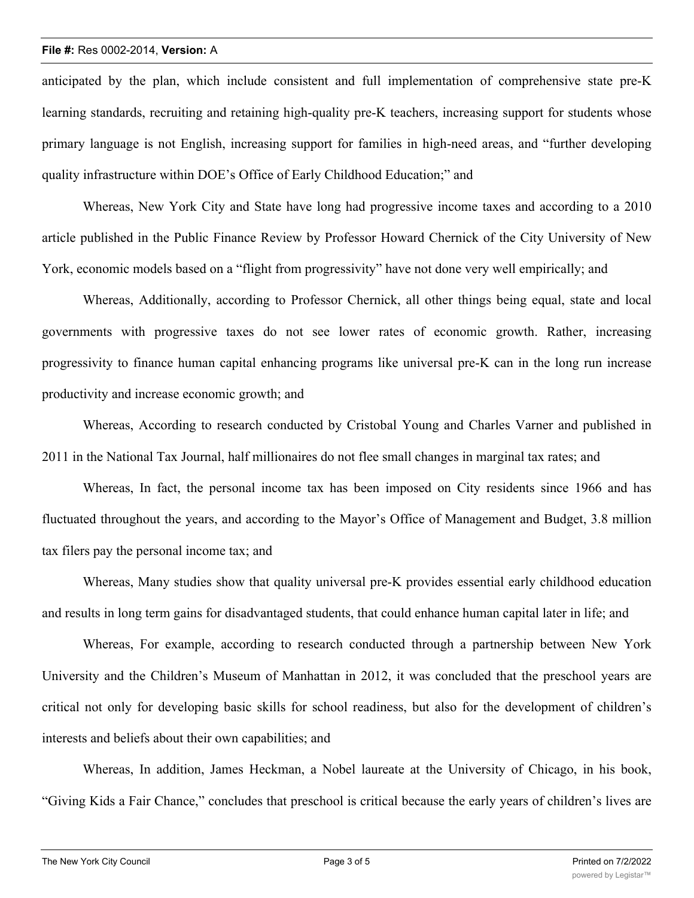anticipated by the plan, which include consistent and full implementation of comprehensive state pre-K learning standards, recruiting and retaining high-quality pre-K teachers, increasing support for students whose primary language is not English, increasing support for families in high-need areas, and "further developing quality infrastructure within DOE's Office of Early Childhood Education;" and

Whereas, New York City and State have long had progressive income taxes and according to a 2010 article published in the Public Finance Review by Professor Howard Chernick of the City University of New York, economic models based on a "flight from progressivity" have not done very well empirically; and

Whereas, Additionally, according to Professor Chernick, all other things being equal, state and local governments with progressive taxes do not see lower rates of economic growth. Rather, increasing progressivity to finance human capital enhancing programs like universal pre-K can in the long run increase productivity and increase economic growth; and

Whereas, According to research conducted by Cristobal Young and Charles Varner and published in 2011 in the National Tax Journal, half millionaires do not flee small changes in marginal tax rates; and

Whereas, In fact, the personal income tax has been imposed on City residents since 1966 and has fluctuated throughout the years, and according to the Mayor's Office of Management and Budget, 3.8 million tax filers pay the personal income tax; and

Whereas, Many studies show that quality universal pre-K provides essential early childhood education and results in long term gains for disadvantaged students, that could enhance human capital later in life; and

Whereas, For example, according to research conducted through a partnership between New York University and the Children's Museum of Manhattan in 2012, it was concluded that the preschool years are critical not only for developing basic skills for school readiness, but also for the development of children's interests and beliefs about their own capabilities; and

Whereas, In addition, James Heckman, a Nobel laureate at the University of Chicago, in his book, "Giving Kids a Fair Chance," concludes that preschool is critical because the early years of children's lives are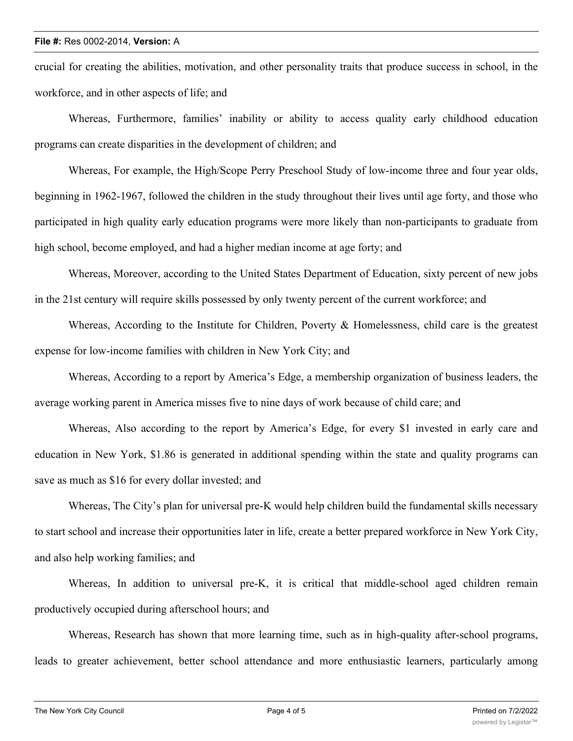crucial for creating the abilities, motivation, and other personality traits that produce success in school, in the workforce, and in other aspects of life; and

Whereas, Furthermore, families' inability or ability to access quality early childhood education programs can create disparities in the development of children; and

Whereas, For example, the High/Scope Perry Preschool Study of low-income three and four year olds, beginning in 1962-1967, followed the children in the study throughout their lives until age forty, and those who participated in high quality early education programs were more likely than non-participants to graduate from high school, become employed, and had a higher median income at age forty; and

Whereas, Moreover, according to the United States Department of Education, sixty percent of new jobs in the 21st century will require skills possessed by only twenty percent of the current workforce; and

Whereas, According to the Institute for Children, Poverty & Homelessness, child care is the greatest expense for low-income families with children in New York City; and

Whereas, According to a report by America's Edge, a membership organization of business leaders, the average working parent in America misses five to nine days of work because of child care; and

Whereas, Also according to the report by America's Edge, for every $1 invested in early care and education in New York, $1.86 is generated in additional spending within the state and quality programs can save as much as $16 for every dollar invested; and

Whereas, The City's plan for universal pre-K would help children build the fundamental skills necessary to start school and increase their opportunities later in life, create a better prepared workforce in New York City, and also help working families; and

Whereas, In addition to universal pre-K, it is critical that middle-school aged children remain productively occupied during afterschool hours; and

Whereas, Research has shown that more learning time, such as in high-quality after-school programs, leads to greater achievement, better school attendance and more enthusiastic learners, particularly among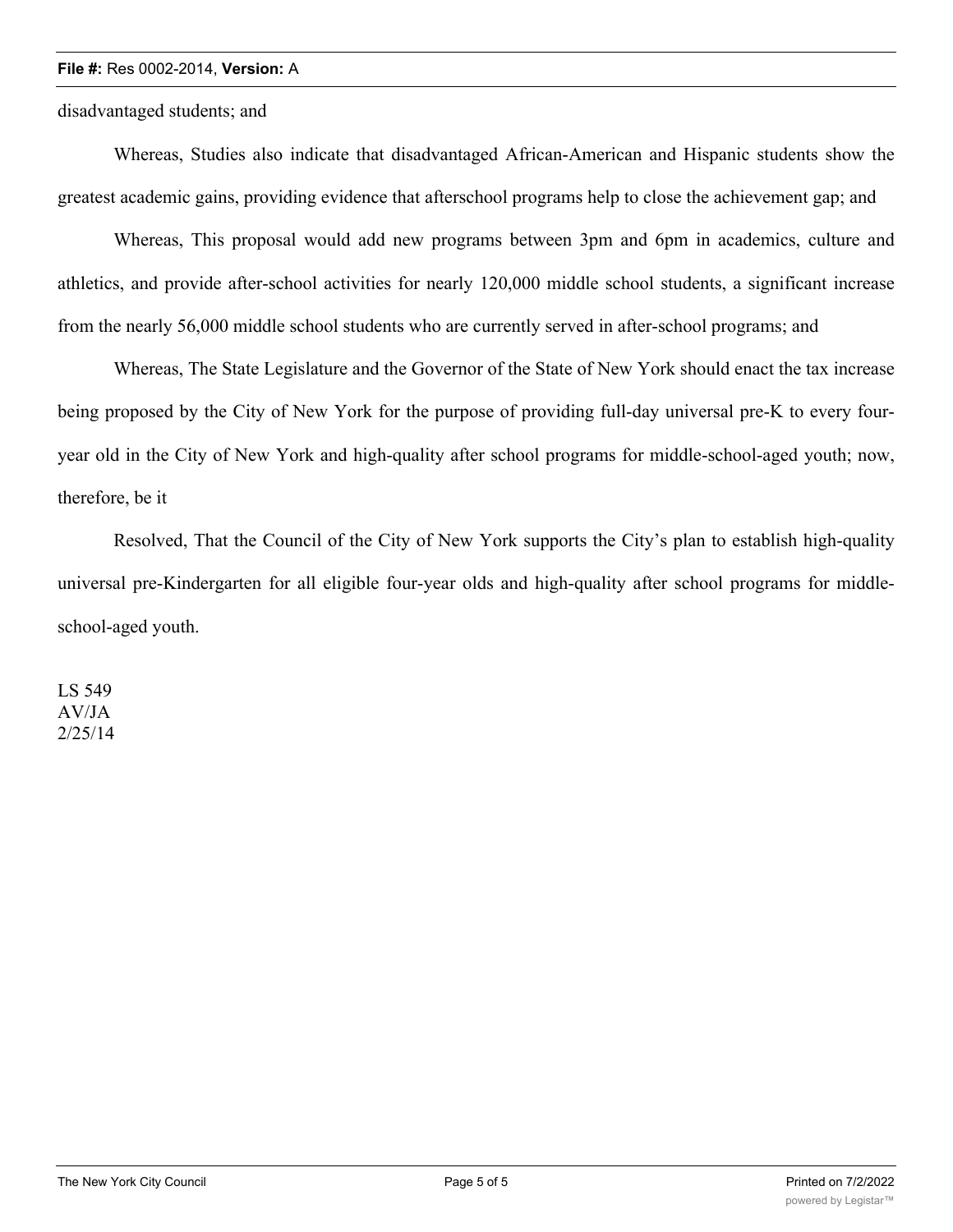disadvantaged students; and

Whereas, Studies also indicate that disadvantaged African-American and Hispanic students show the greatest academic gains, providing evidence that afterschool programs help to close the achievement gap; and

Whereas, This proposal would add new programs between 3pm and 6pm in academics, culture and athletics, and provide after-school activities for nearly 120,000 middle school students, a significant increase from the nearly 56,000 middle school students who are currently served in after-school programs; and

Whereas, The State Legislature and the Governor of the State of New York should enact the tax increase being proposed by the City of New York for the purpose of providing full-day universal pre-K to every four-year old in the City of New York and high-quality after school programs for middle-school-aged youth; now, therefore, be it

Resolved, That the Council of the City of New York supports the City's plan to establish high-quality universal pre-Kindergarten for all eligible four-year olds and high-quality after school programs for middle-school-aged youth.

LS 549
AV/JA
2/25/14